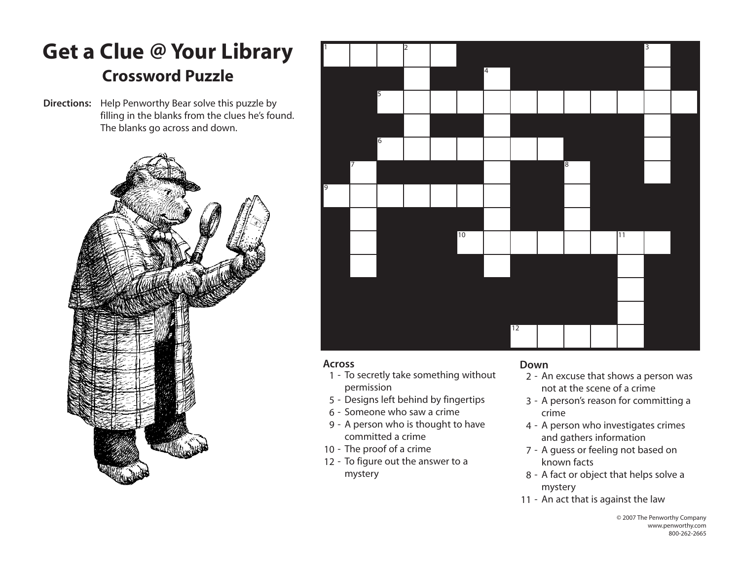# Get a Clue @ Your Library

## Crossword Puzzle

**Directions:** Help Penworthy Bear solve this puzzle by filling in the blanks from the clues he's found. The blanks go across and down.

### Across

1 - To secretly take something without permission
5 - Designs left behind by fingertips
6 - Someone who saw a crime
9 - A person who is thought to have committed a crime
10 - The proof of a crime
12 - To figure out the answer to a mystery

### Down

2 - An excuse that shows a person was not at the scene of a crime
3 - A person's reason for committing a crime
4 - A person who investigates crimes and gathers information
7 - A guess or feeling not based on known facts
8 - A fact or object that helps solve a mystery
11 - An act that is against the law

© 2007 The Penworthy Company
www.penworthy.com
800-262-2665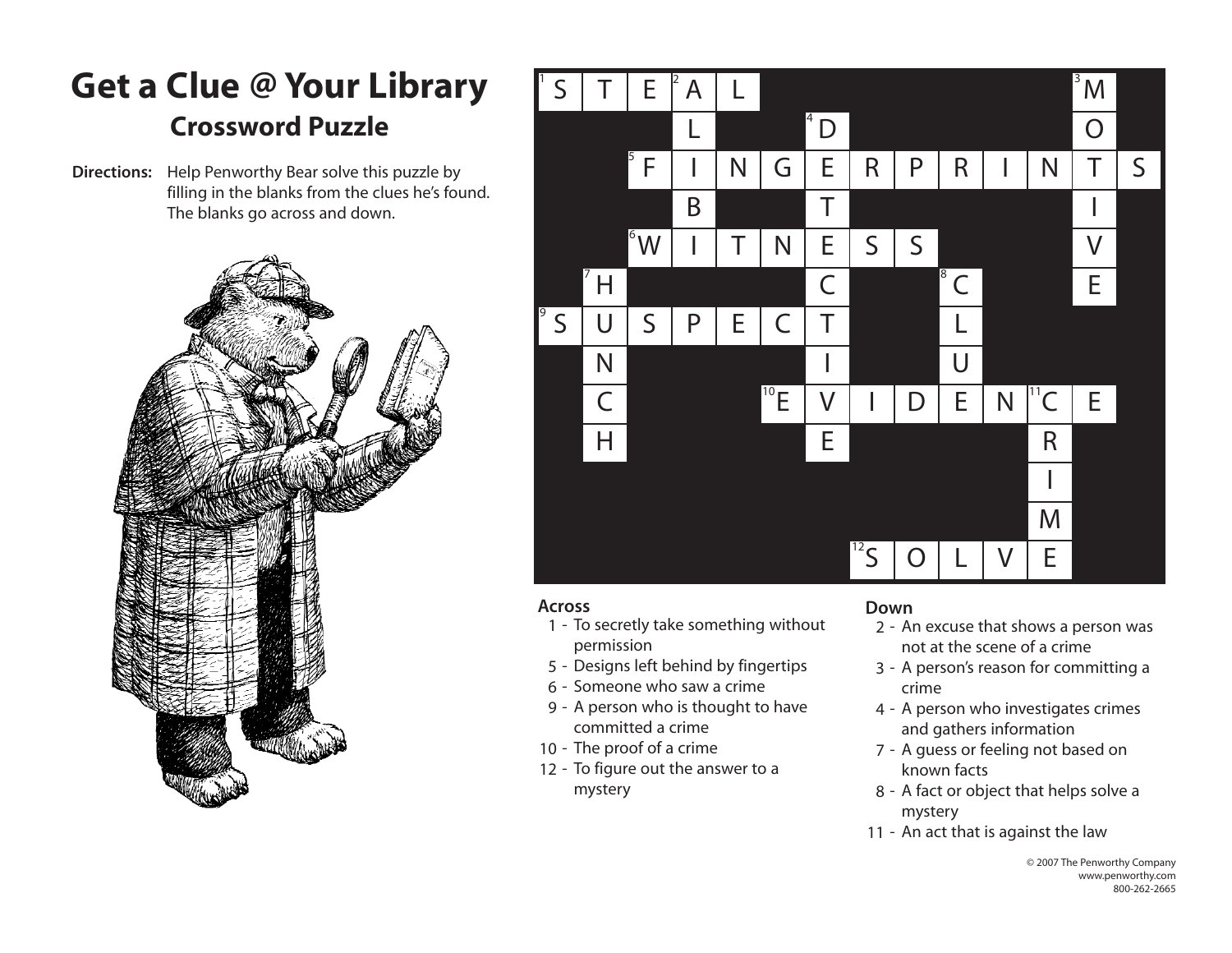# Get a Clue @ Your Library

## Crossword Puzzle

**Directions:** Help Penworthy Bear solve this puzzle by filling in the blanks from the clues he's found. The blanks go across and down.

### Across

1 - To secretly take something without permission

5 - Designs left behind by fingertips

6 - Someone who saw a crime

9 - A person who is thought to have committed a crime

10 - The proof of a crime

12 - To figure out the answer to a mystery

### Down

2 - An excuse that shows a person was not at the scene of a crime

3 - A person's reason for committing a crime

4 - A person who investigates crimes and gathers information

7 - A guess or feeling not based on known facts

8 - A fact or object that helps solve a mystery

11 - An act that is against the law

Answers shown in grid:

1 Across: STEAL
5 Across: FINGERPRINTS
6 Across: WITNESS
9 Across: SUSPECT
10 Across: EVIDENCE
12 Across: SOLVE
2 Down: ALIBI
3 Down: MOTIVE
4 Down: DETECTIVE
7 Down: HUNCH
8 Down: CLUE
11 Down: CRIME

© 2007 The Penworthy Company
www.penworthy.com
800-262-2665